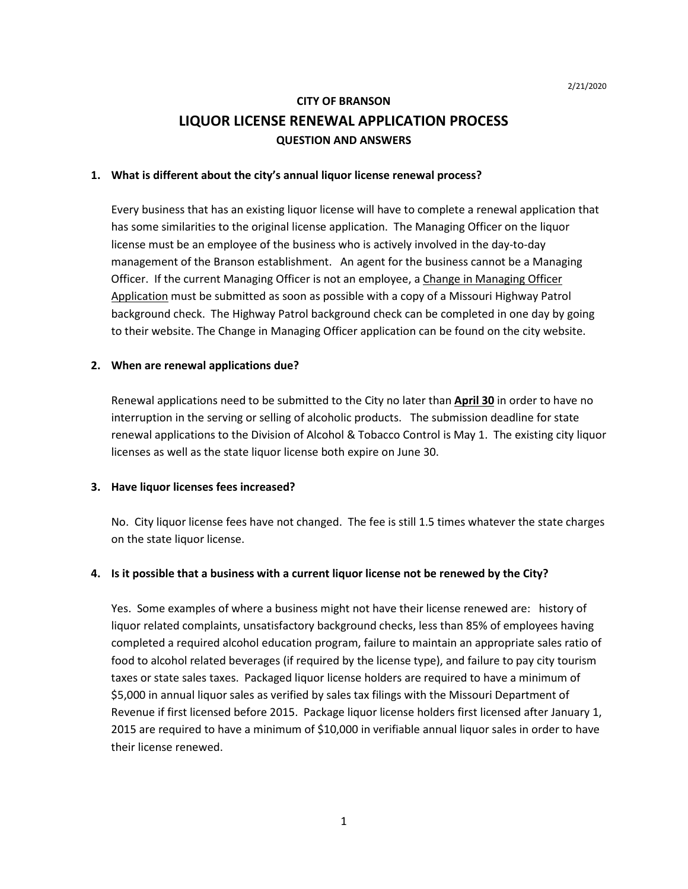2/21/2020

# CITY OF BRANSON

## LIQUOR LICENSE RENEWAL APPLICATION PROCESS

### QUESTION AND ANSWERS

**1. What is different about the city's annual liquor license renewal process?**

Every business that has an existing liquor license will have to complete a renewal application that has some similarities to the original license application. The Managing Officer on the liquor license must be an employee of the business who is actively involved in the day-to-day management of the Branson establishment. An agent for the business cannot be a Managing Officer. If the current Managing Officer is not an employee, a Change in Managing Officer Application must be submitted as soon as possible with a copy of a Missouri Highway Patrol background check. The Highway Patrol background check can be completed in one day by going to their website. The Change in Managing Officer application can be found on the city website.

**2. When are renewal applications due?**

Renewal applications need to be submitted to the City no later than **April 30** in order to have no interruption in the serving or selling of alcoholic products. The submission deadline for state renewal applications to the Division of Alcohol & Tobacco Control is May 1. The existing city liquor licenses as well as the state liquor license both expire on June 30.

**3. Have liquor licenses fees increased?**

No. City liquor license fees have not changed. The fee is still 1.5 times whatever the state charges on the state liquor license.

**4. Is it possible that a business with a current liquor license not be renewed by the City?**

Yes. Some examples of where a business might not have their license renewed are: history of liquor related complaints, unsatisfactory background checks, less than 85% of employees having completed a required alcohol education program, failure to maintain an appropriate sales ratio of food to alcohol related beverages (if required by the license type), and failure to pay city tourism taxes or state sales taxes. Packaged liquor license holders are required to have a minimum of $5,000 in annual liquor sales as verified by sales tax filings with the Missouri Department of Revenue if first licensed before 2015. Package liquor license holders first licensed after January 1, 2015 are required to have a minimum of $10,000 in verifiable annual liquor sales in order to have their license renewed.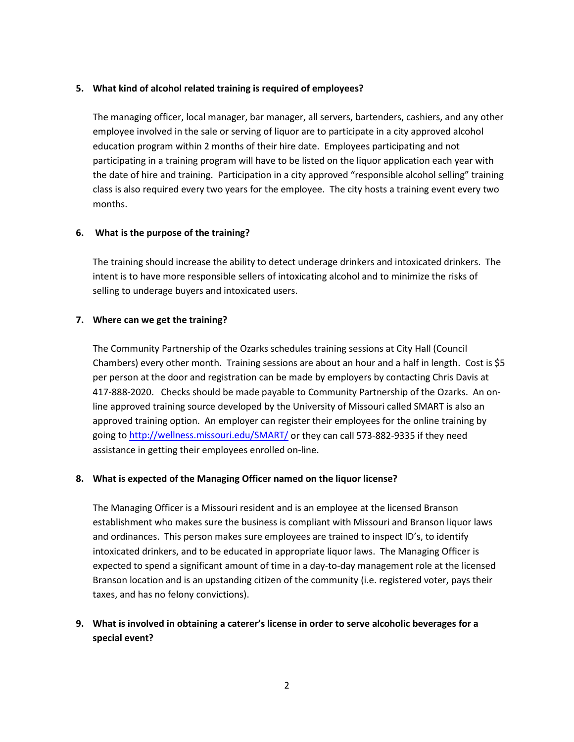**5. What kind of alcohol related training is required of employees?**

The managing officer, local manager, bar manager, all servers, bartenders, cashiers, and any other employee involved in the sale or serving of liquor are to participate in a city approved alcohol education program within 2 months of their hire date. Employees participating and not participating in a training program will have to be listed on the liquor application each year with the date of hire and training. Participation in a city approved "responsible alcohol selling" training class is also required every two years for the employee. The city hosts a training event every two months.

**6. What is the purpose of the training?**

The training should increase the ability to detect underage drinkers and intoxicated drinkers. The intent is to have more responsible sellers of intoxicating alcohol and to minimize the risks of selling to underage buyers and intoxicated users.

**7. Where can we get the training?**

The Community Partnership of the Ozarks schedules training sessions at City Hall (Council Chambers) every other month. Training sessions are about an hour and a half in length. Cost is $5 per person at the door and registration can be made by employers by contacting Chris Davis at 417-888-2020. Checks should be made payable to Community Partnership of the Ozarks. An on-line approved training source developed by the University of Missouri called SMART is also an approved training option. An employer can register their employees for the online training by going to [http://wellness.missouri.edu/SMART/](http://wellness.missouri.edu/SMART/) or they can call 573-882-9335 if they need assistance in getting their employees enrolled on-line.

**8. What is expected of the Managing Officer named on the liquor license?**

The Managing Officer is a Missouri resident and is an employee at the licensed Branson establishment who makes sure the business is compliant with Missouri and Branson liquor laws and ordinances. This person makes sure employees are trained to inspect ID's, to identify intoxicated drinkers, and to be educated in appropriate liquor laws. The Managing Officer is expected to spend a significant amount of time in a day-to-day management role at the licensed Branson location and is an upstanding citizen of the community (i.e. registered voter, pays their taxes, and has no felony convictions).

**9. What is involved in obtaining a caterer's license in order to serve alcoholic beverages for a special event?**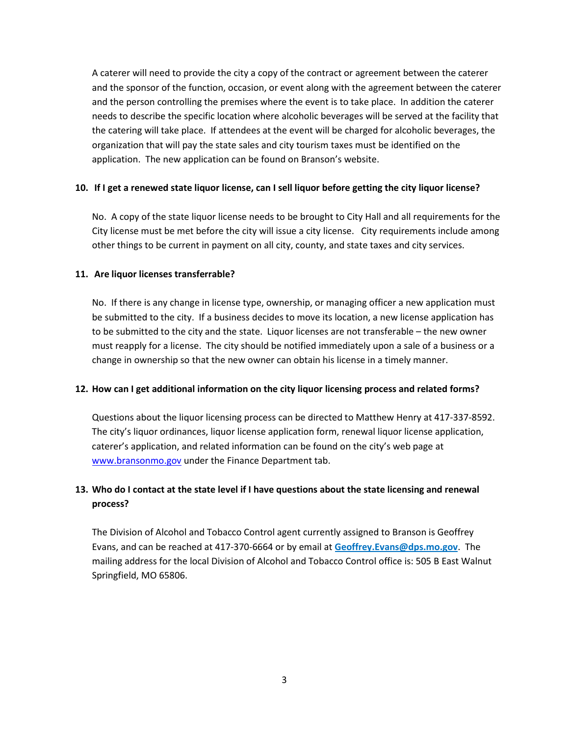A caterer will need to provide the city a copy of the contract or agreement between the caterer and the sponsor of the function, occasion, or event along with the agreement between the caterer and the person controlling the premises where the event is to take place. In addition the caterer needs to describe the specific location where alcoholic beverages will be served at the facility that the catering will take place. If attendees at the event will be charged for alcoholic beverages, the organization that will pay the state sales and city tourism taxes must be identified on the application. The new application can be found on Branson's website.

**10. If I get a renewed state liquor license, can I sell liquor before getting the city liquor license?**

No. A copy of the state liquor license needs to be brought to City Hall and all requirements for the City license must be met before the city will issue a city license. City requirements include among other things to be current in payment on all city, county, and state taxes and city services.

**11. Are liquor licenses transferrable?**

No. If there is any change in license type, ownership, or managing officer a new application must be submitted to the city. If a business decides to move its location, a new license application has to be submitted to the city and the state. Liquor licenses are not transferable – the new owner must reapply for a license. The city should be notified immediately upon a sale of a business or a change in ownership so that the new owner can obtain his license in a timely manner.

**12. How can I get additional information on the city liquor licensing process and related forms?**

Questions about the liquor licensing process can be directed to Matthew Henry at 417-337-8592. The city's liquor ordinances, liquor license application form, renewal liquor license application, caterer's application, and related information can be found on the city's web page at [www.bransonmo.gov](http://www.bransonmo.gov) under the Finance Department tab.

**13. Who do I contact at the state level if I have questions about the state licensing and renewal process?**

The Division of Alcohol and Tobacco Control agent currently assigned to Branson is Geoffrey Evans, and can be reached at 417-370-6664 or by email at **Geoffrey.Evans@dps.mo.gov**. The mailing address for the local Division of Alcohol and Tobacco Control office is: 505 B East Walnut Springfield, MO 65806.